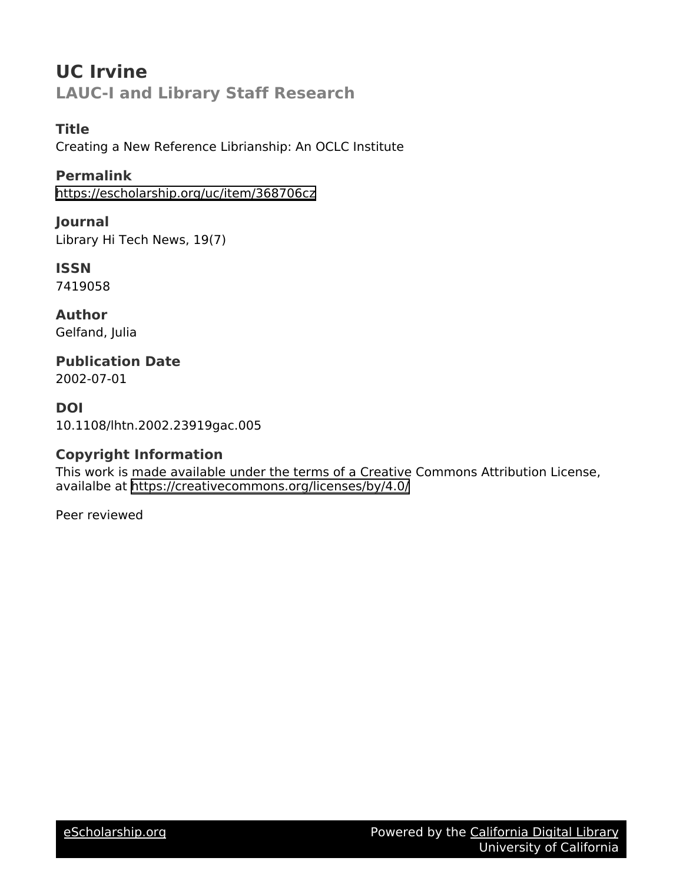# UC Irvine

## LAUC-I and Library Staff Research

### Title

Creating a New Reference Librianship: An OCLC Institute

### Permalink

https://escholarship.org/uc/item/368706cz

### Journal

Library Hi Tech News, 19(7)

### ISSN

7419058

### Author

Gelfand, Julia

### Publication Date

2002-07-01

### DOI

10.1108/lhtn.2002.23919gac.005

### Copyright Information

This work is made available under the terms of a Creative Commons Attribution License, availalbe at https://creativecommons.org/licenses/by/4.0/

Peer reviewed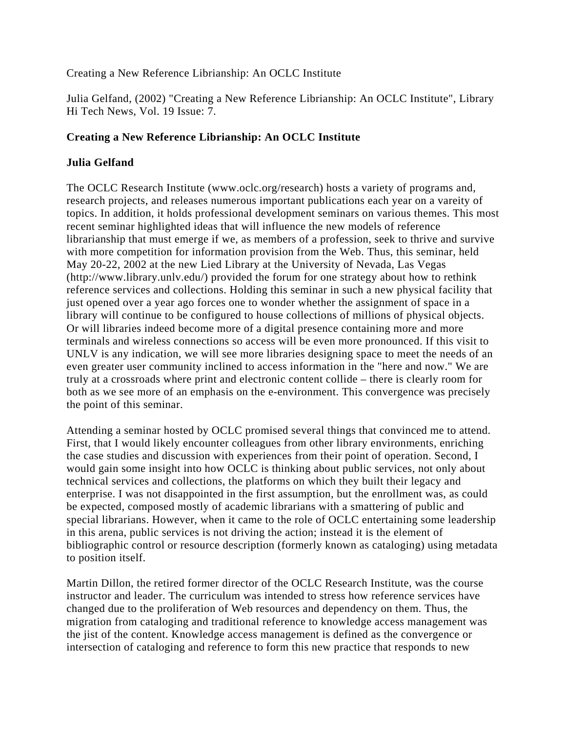Creating a New Reference Librianship: An OCLC Institute

Julia Gelfand, (2002) "Creating a New Reference Librianship: An OCLC Institute", Library Hi Tech News, Vol. 19 Issue: 7.

# Creating a New Reference Librianship: An OCLC Institute

## Julia Gelfand

The OCLC Research Institute (www.oclc.org/research) hosts a variety of programs and, research projects, and releases numerous important publications each year on a vareity of topics. In addition, it holds professional development seminars on various themes. This most recent seminar highlighted ideas that will influence the new models of reference librarianship that must emerge if we, as members of a profession, seek to thrive and survive with more competition for information provision from the Web. Thus, this seminar, held May 20-22, 2002 at the new Lied Library at the University of Nevada, Las Vegas (http://www.library.unlv.edu/) provided the forum for one strategy about how to rethink reference services and collections. Holding this seminar in such a new physical facility that just opened over a year ago forces one to wonder whether the assignment of space in a library will continue to be configured to house collections of millions of physical objects. Or will libraries indeed become more of a digital presence containing more and more terminals and wireless connections so access will be even more pronounced. If this visit to UNLV is any indication, we will see more libraries designing space to meet the needs of an even greater user community inclined to access information in the "here and now." We are truly at a crossroads where print and electronic content collide – there is clearly room for both as we see more of an emphasis on the e-environment. This convergence was precisely the point of this seminar.

Attending a seminar hosted by OCLC promised several things that convinced me to attend. First, that I would likely encounter colleagues from other library environments, enriching the case studies and discussion with experiences from their point of operation. Second, I would gain some insight into how OCLC is thinking about public services, not only about technical services and collections, the platforms on which they built their legacy and enterprise. I was not disappointed in the first assumption, but the enrollment was, as could be expected, composed mostly of academic librarians with a smattering of public and special librarians. However, when it came to the role of OCLC entertaining some leadership in this arena, public services is not driving the action; instead it is the element of bibliographic control or resource description (formerly known as cataloging) using metadata to position itself.

Martin Dillon, the retired former director of the OCLC Research Institute, was the course instructor and leader. The curriculum was intended to stress how reference services have changed due to the proliferation of Web resources and dependency on them. Thus, the migration from cataloging and traditional reference to knowledge access management was the jist of the content. Knowledge access management is defined as the convergence or intersection of cataloging and reference to form this new practice that responds to new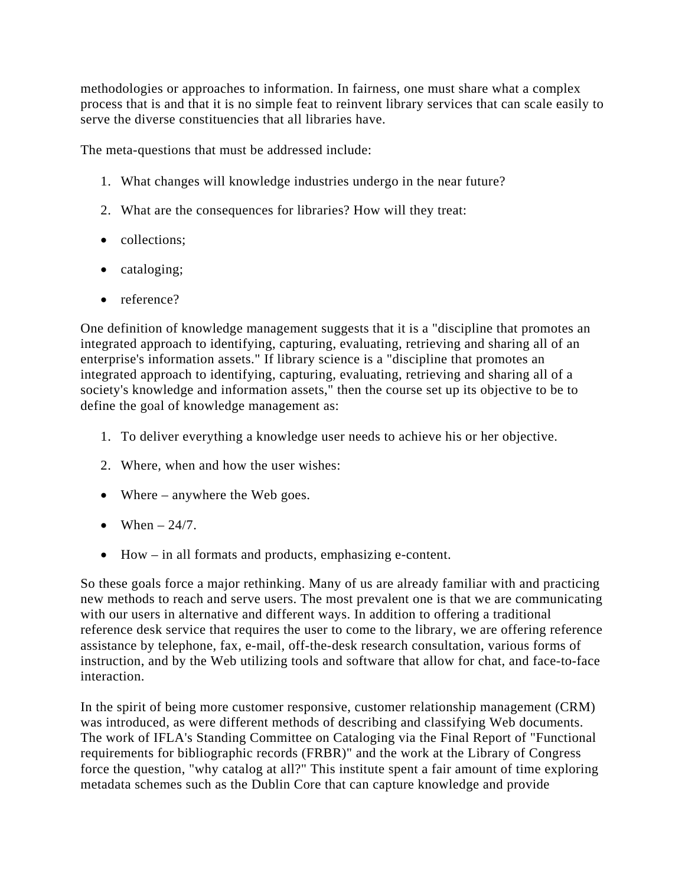methodologies or approaches to information. In fairness, one must share what a complex process that is and that it is no simple feat to reinvent library services that can scale easily to serve the diverse constituencies that all libraries have.

The meta-questions that must be addressed include:

1. What changes will knowledge industries undergo in the near future?
2. What are the consequences for libraries? How will they treat:

- collections;
- cataloging;
- reference?

One definition of knowledge management suggests that it is a "discipline that promotes an integrated approach to identifying, capturing, evaluating, retrieving and sharing all of an enterprise's information assets." If library science is a "discipline that promotes an integrated approach to identifying, capturing, evaluating, retrieving and sharing all of a society's knowledge and information assets," then the course set up its objective to be to define the goal of knowledge management as:

1. To deliver everything a knowledge user needs to achieve his or her objective.
2. Where, when and how the user wishes:

- Where – anywhere the Web goes.
- When – 24/7.
- How – in all formats and products, emphasizing e-content.

So these goals force a major rethinking. Many of us are already familiar with and practicing new methods to reach and serve users. The most prevalent one is that we are communicating with our users in alternative and different ways. In addition to offering a traditional reference desk service that requires the user to come to the library, we are offering reference assistance by telephone, fax, e-mail, off-the-desk research consultation, various forms of instruction, and by the Web utilizing tools and software that allow for chat, and face-to-face interaction.

In the spirit of being more customer responsive, customer relationship management (CRM) was introduced, as were different methods of describing and classifying Web documents. The work of IFLA's Standing Committee on Cataloging via the Final Report of "Functional requirements for bibliographic records (FRBR)" and the work at the Library of Congress force the question, "why catalog at all?" This institute spent a fair amount of time exploring metadata schemes such as the Dublin Core that can capture knowledge and provide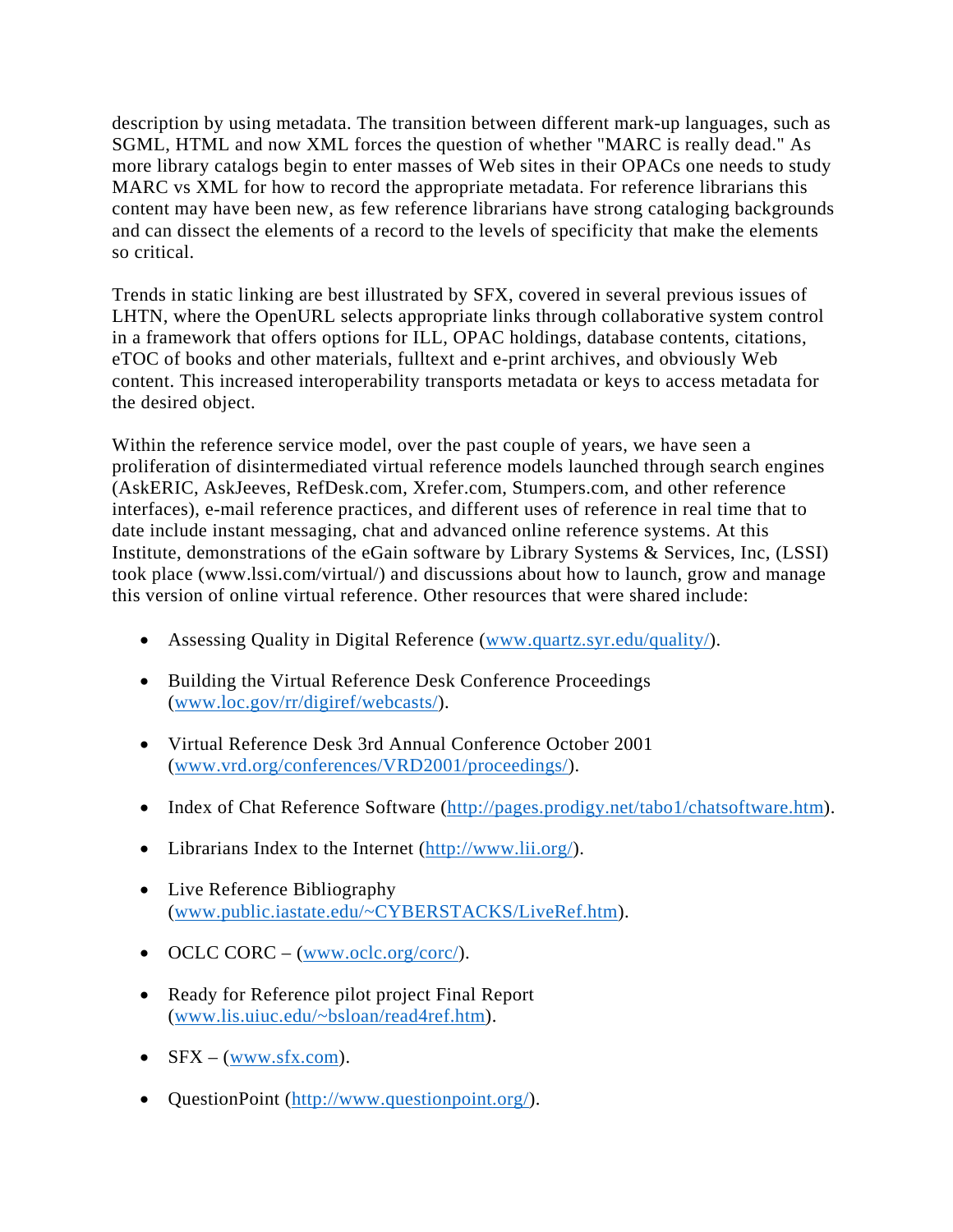description by using metadata. The transition between different mark-up languages, such as SGML, HTML and now XML forces the question of whether "MARC is really dead." As more library catalogs begin to enter masses of Web sites in their OPACs one needs to study MARC vs XML for how to record the appropriate metadata. For reference librarians this content may have been new, as few reference librarians have strong cataloging backgrounds and can dissect the elements of a record to the levels of specificity that make the elements so critical.

Trends in static linking are best illustrated by SFX, covered in several previous issues of LHTN, where the OpenURL selects appropriate links through collaborative system control in a framework that offers options for ILL, OPAC holdings, database contents, citations, eTOC of books and other materials, fulltext and e-print archives, and obviously Web content. This increased interoperability transports metadata or keys to access metadata for the desired object.

Within the reference service model, over the past couple of years, we have seen a proliferation of disintermediated virtual reference models launched through search engines (AskERIC, AskJeeves, RefDesk.com, Xrefer.com, Stumpers.com, and other reference interfaces), e-mail reference practices, and different uses of reference in real time that to date include instant messaging, chat and advanced online reference systems. At this Institute, demonstrations of the eGain software by Library Systems & Services, Inc, (LSSI) took place (www.lssi.com/virtual/) and discussions about how to launch, grow and manage this version of online virtual reference. Other resources that were shared include:

- Assessing Quality in Digital Reference (www.quartz.syr.edu/quality/).
- Building the Virtual Reference Desk Conference Proceedings (www.loc.gov/rr/digiref/webcasts/).
- Virtual Reference Desk 3rd Annual Conference October 2001 (www.vrd.org/conferences/VRD2001/proceedings/).
- Index of Chat Reference Software (http://pages.prodigy.net/tabo1/chatsoftware.htm).
- Librarians Index to the Internet (http://www.lii.org/).
- Live Reference Bibliography (www.public.iastate.edu/~CYBERSTACKS/LiveRef.htm).
- OCLC CORC – (www.oclc.org/corc/).
- Ready for Reference pilot project Final Report (www.lis.uiuc.edu/~bsloan/read4ref.htm).
- SFX – (www.sfx.com).
- QuestionPoint (http://www.questionpoint.org/).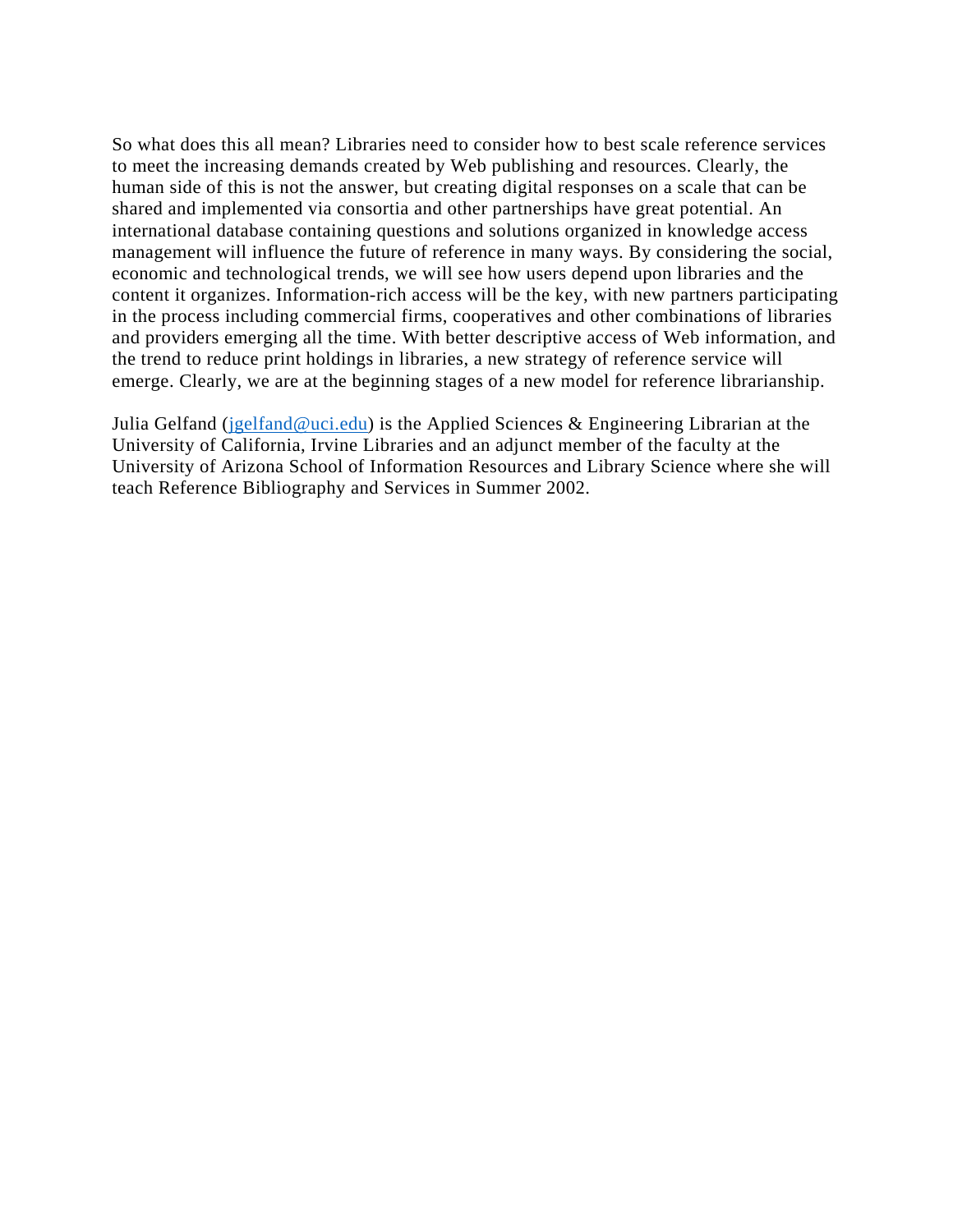So what does this all mean? Libraries need to consider how to best scale reference services to meet the increasing demands created by Web publishing and resources. Clearly, the human side of this is not the answer, but creating digital responses on a scale that can be shared and implemented via consortia and other partnerships have great potential. An international database containing questions and solutions organized in knowledge access management will influence the future of reference in many ways. By considering the social, economic and technological trends, we will see how users depend upon libraries and the content it organizes. Information-rich access will be the key, with new partners participating in the process including commercial firms, cooperatives and other combinations of libraries and providers emerging all the time. With better descriptive access of Web information, and the trend to reduce print holdings in libraries, a new strategy of reference service will emerge. Clearly, we are at the beginning stages of a new model for reference librarianship.

Julia Gelfand (jgelfand@uci.edu) is the Applied Sciences & Engineering Librarian at the University of California, Irvine Libraries and an adjunct member of the faculty at the University of Arizona School of Information Resources and Library Science where she will teach Reference Bibliography and Services in Summer 2002.